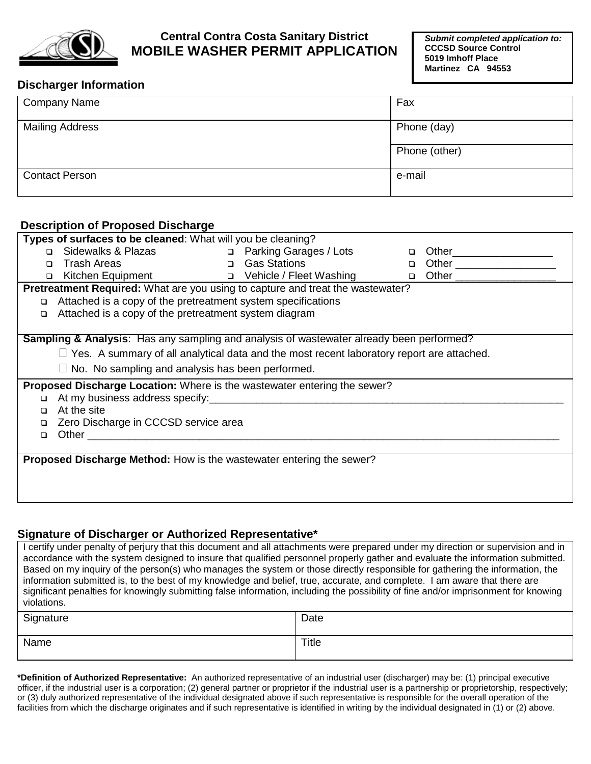# Central Contra Costa Sanitary District
# MOBILE WASHER PERMIT APPLICATION

***Submit completed application to:***
**CCCSD Source Control**
**5019 Imhoff Place**
**Martinez CA 94553**

## Discharger Information

| | |
|---|---|
| Company Name | Fax |
| Mailing Address | Phone (day) |
| | Phone (other) |
| Contact Person | e-mail |

## Description of Proposed Discharge

**Types of surfaces to be cleaned**: What will you be cleaning?

- ☐ Sidewalks & Plazas
- ☐ Trash Areas
- ☐ Kitchen Equipment
- ☐ Parking Garages / Lots
- ☐ Gas Stations
- ☐ Vehicle / Fleet Washing
- ☐ Other_________________
- ☐ Other _________________
- ☐ Other _________________

**Pretreatment Required:** What are you using to capture and treat the wastewater?

- ☐ Attached is a copy of the pretreatment system specifications
- ☐ Attached is a copy of the pretreatment system diagram

**Sampling & Analysis**: Has any sampling and analysis of wastewater already been performed?

- ☐ Yes. A summary of all analytical data and the most recent laboratory report are attached.
- ☐ No. No sampling and analysis has been performed.

**Proposed Discharge Location:** Where is the wastewater entering the sewer?

- ☐ At my business address specify:_____________________________________________________________
- ☐ At the site
- ☐ Zero Discharge in CCCSD service area
- ☐ Other ________________________________________________________________________________

**Proposed Discharge Method:** How is the wastewater entering the sewer?

## Signature of Discharger or Authorized Representative*

I certify under penalty of perjury that this document and all attachments were prepared under my direction or supervision and in accordance with the system designed to insure that qualified personnel properly gather and evaluate the information submitted. Based on my inquiry of the person(s) who manages the system or those directly responsible for gathering the information, the information submitted is, to the best of my knowledge and belief, true, accurate, and complete. I am aware that there are significant penalties for knowingly submitting false information, including the possibility of fine and/or imprisonment for knowing violations.

| | |
|---|---|
| Signature | Date |
| Name | Title |

**\*Definition of Authorized Representative:** An authorized representative of an industrial user (discharger) may be: (1) principal executive officer, if the industrial user is a corporation; (2) general partner or proprietor if the industrial user is a partnership or proprietorship, respectively; or (3) duly authorized representative of the individual designated above if such representative is responsible for the overall operation of the facilities from which the discharge originates and if such representative is identified in writing by the individual designated in (1) or (2) above.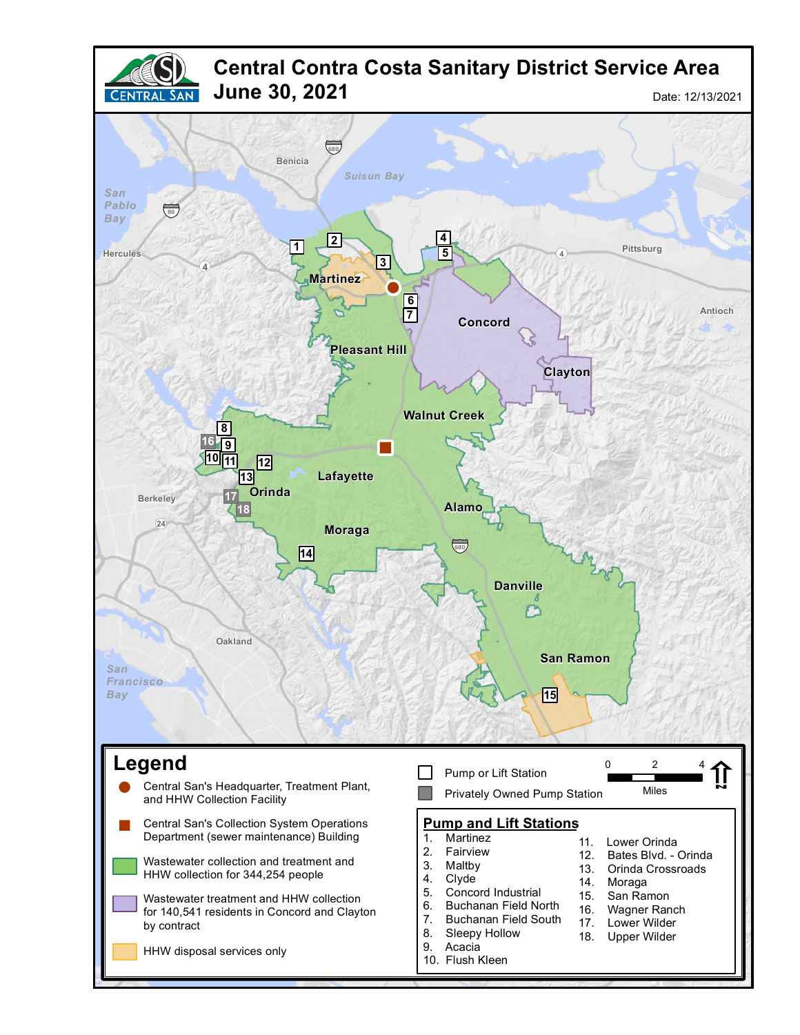# Central Contra Costa Sanitary District Service Area

## June 30, 2021

Date: 12/13/2021

CENTRAL SAN

Benicia

Suisun Bay

San Pablo Bay

Hercules

Pittsburg

Antioch

Martinez

Concord

Clayton

Pleasant Hill

Walnut Creek

Lafayette

Orinda

Berkeley

Alamo

Moraga

Danville

Oakland

San Ramon

San Francisco Bay

## Legend

- Central San's Headquarter, Treatment Plant, and HHW Collection Facility
- Central San's Collection System Operations Department (sewer maintenance) Building
- Wastewater collection and treatment and HHW collection for 344,254 people
- Wastewater treatment and HHW collection for 140,541 residents in Concord and Clayton by contract
- HHW disposal services only
- Pump or Lift Station
- Privately Owned Pump Station

0 2 4

Miles

N

### Pump and Lift Stations

1. Martinez
2. Fairview
3. Maltby
4. Clyde
5. Concord Industrial
6. Buchanan Field North
7. Buchanan Field South
8. Sleepy Hollow
9. Acacia
10. Flush Kleen
11. Lower Orinda
12. Bates Blvd. - Orinda
13. Orinda Crossroads
14. Moraga
15. San Ramon
16. Wagner Ranch
17. Lower Wilder
18. Upper Wilder